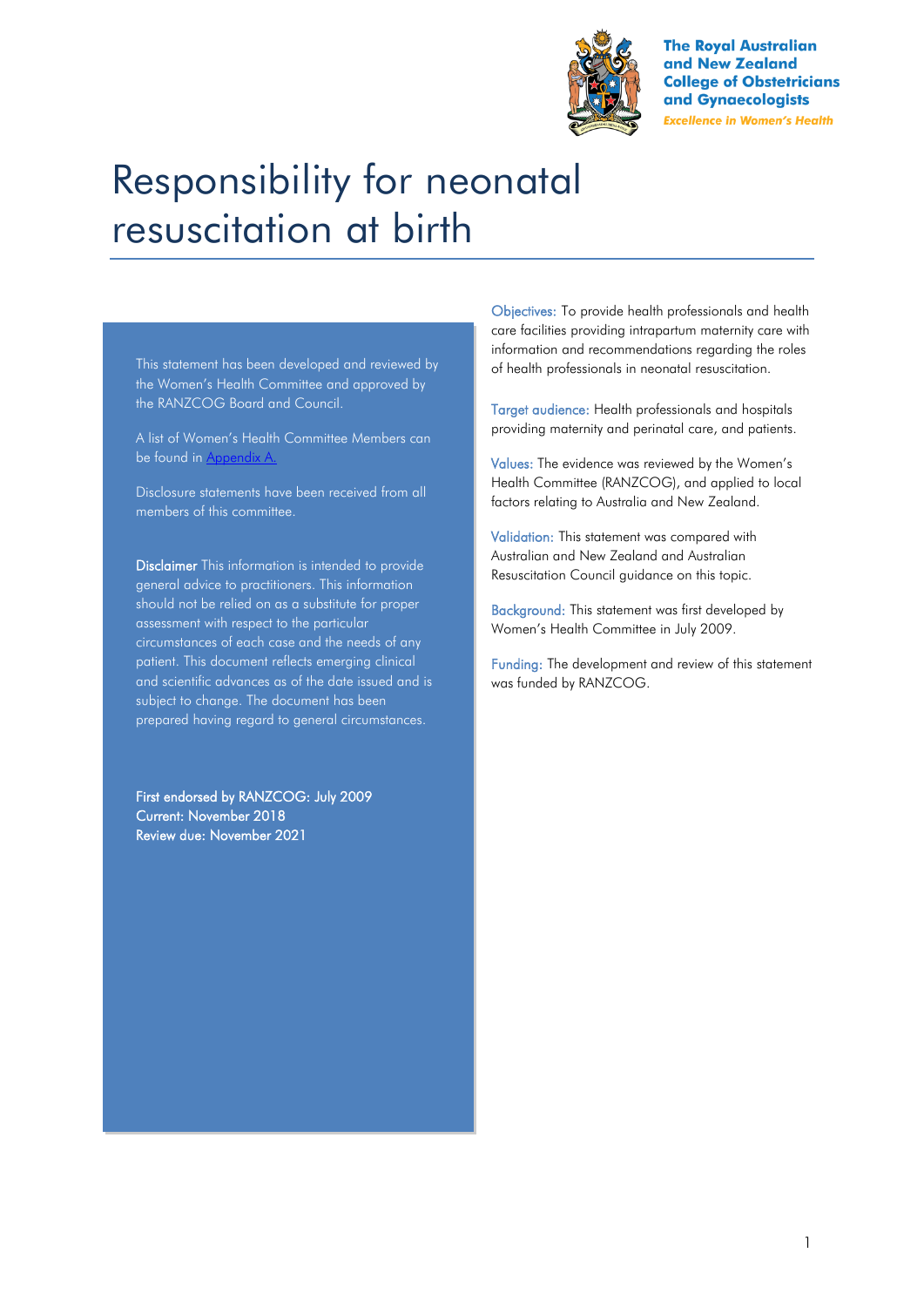The Royal Australian and New Zealand College of Obstetricians and Gynaecologists

*Excellence in Women's Health*

# Responsibility for neonatal resuscitation at birth

This statement has been developed and reviewed by the Women's Health Committee and approved by the RANZCOG Board and Council.

A list of Women's Health Committee Members can be found in Appendix A.

Disclosure statements have been received from all members of this committee.

**Disclaimer** This information is intended to provide general advice to practitioners. This information should not be relied on as a substitute for proper assessment with respect to the particular circumstances of each case and the needs of any patient. This document reflects emerging clinical and scientific advances as of the date issued and is subject to change. The document has been prepared having regard to general circumstances.

**First endorsed by RANZCOG: July 2009**
**Current: November 2018**
**Review due: November 2021**

Objectives: To provide health professionals and health care facilities providing intrapartum maternity care with information and recommendations regarding the roles of health professionals in neonatal resuscitation.

Target audience: Health professionals and hospitals providing maternity and perinatal care, and patients.

Values: The evidence was reviewed by the Women's Health Committee (RANZCOG), and applied to local factors relating to Australia and New Zealand.

Validation: This statement was compared with Australian and New Zealand and Australian Resuscitation Council guidance on this topic.

Background: This statement was first developed by Women's Health Committee in July 2009.

Funding: The development and review of this statement was funded by RANZCOG.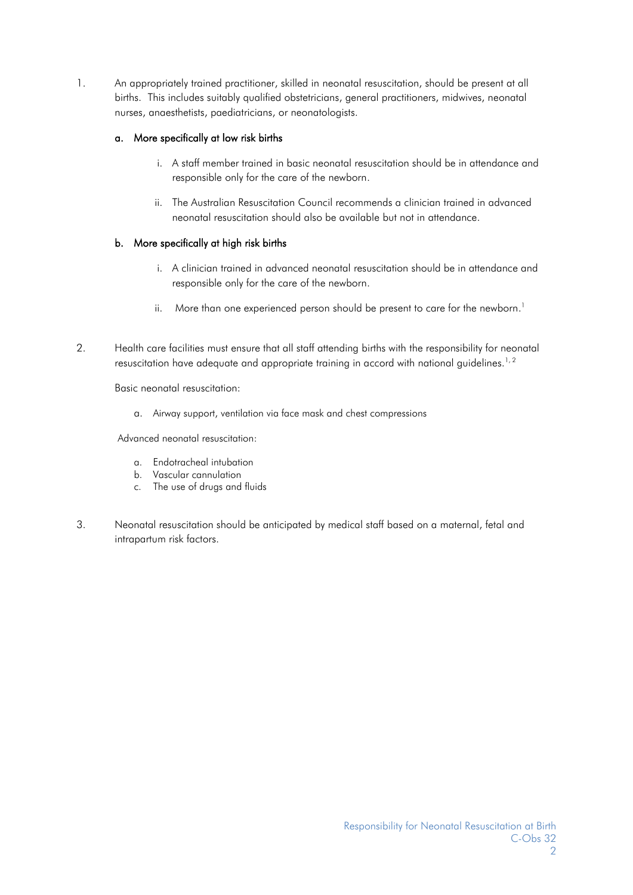1. An appropriately trained practitioner, skilled in neonatal resuscitation, should be present at all births. This includes suitably qualified obstetricians, general practitioners, midwives, neonatal nurses, anaesthetists, paediatricians, or neonatologists.

   **a. More specifically at low risk births**

      i. A staff member trained in basic neonatal resuscitation should be in attendance and responsible only for the care of the newborn.

      ii. The Australian Resuscitation Council recommends a clinician trained in advanced neonatal resuscitation should also be available but not in attendance.

   **b. More specifically at high risk births**

      i. A clinician trained in advanced neonatal resuscitation should be in attendance and responsible only for the care of the newborn.

      ii. More than one experienced person should be present to care for the newborn.[1]

2. Health care facilities must ensure that all staff attending births with the responsibility for neonatal resuscitation have adequate and appropriate training in accord with national guidelines.[1, 2]

   Basic neonatal resuscitation:

   a. Airway support, ventilation via face mask and chest compressions

   Advanced neonatal resuscitation:

   a. Endotracheal intubation
   b. Vascular cannulation
   c. The use of drugs and fluids

3. Neonatal resuscitation should be anticipated by medical staff based on a maternal, fetal and intrapartum risk factors.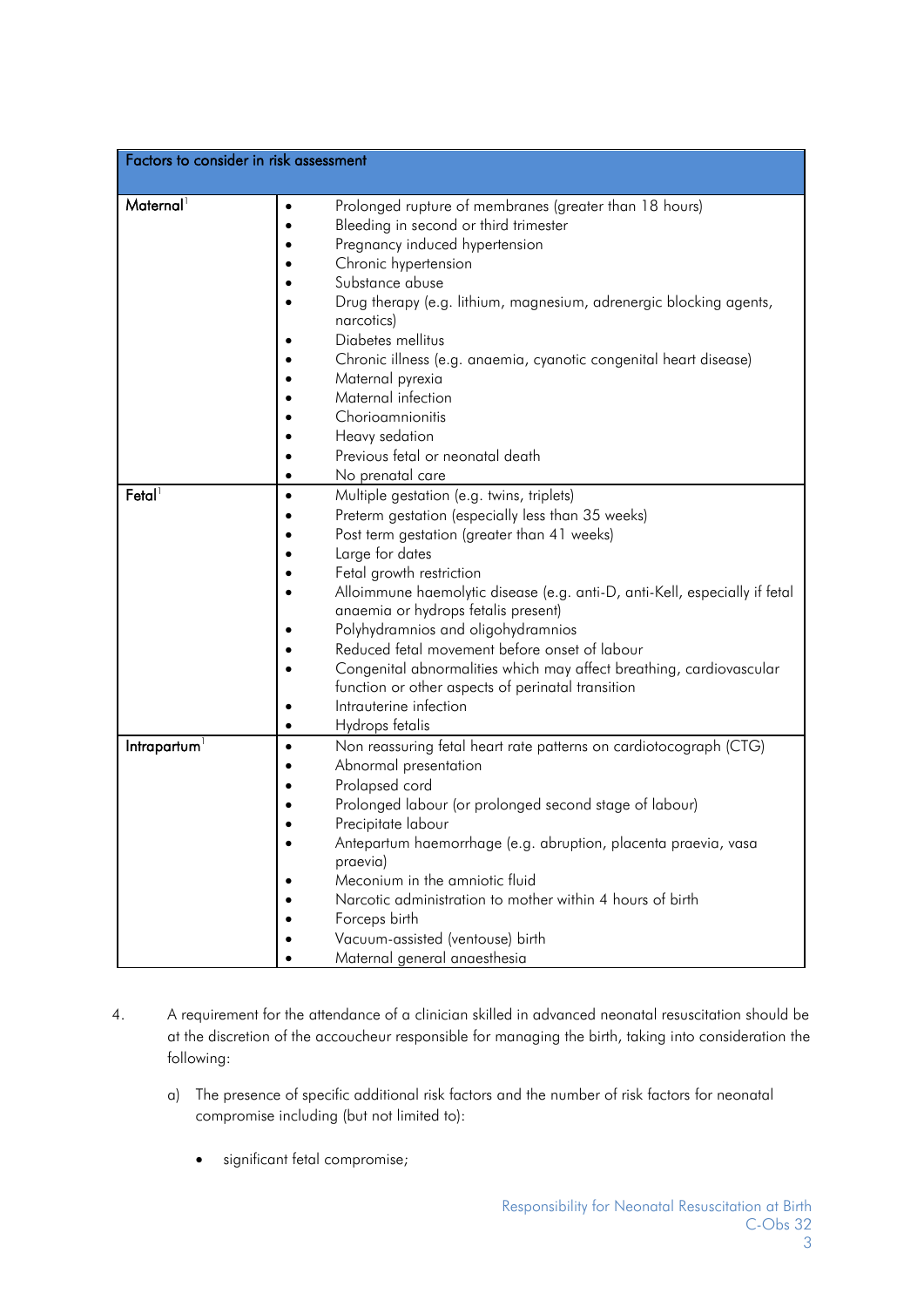| Factors to consider in risk assessment | |
|---|---|
| Maternal[1] | • Prolonged rupture of membranes (greater than 18 hours)<br>• Bleeding in second or third trimester<br>• Pregnancy induced hypertension<br>• Chronic hypertension<br>• Substance abuse<br>• Drug therapy (e.g. lithium, magnesium, adrenergic blocking agents, narcotics)<br>• Diabetes mellitus<br>• Chronic illness (e.g. anaemia, cyanotic congenital heart disease)<br>• Maternal pyrexia<br>• Maternal infection<br>• Chorioamnionitis<br>• Heavy sedation<br>• Previous fetal or neonatal death<br>• No prenatal care |
| Fetal[1] | • Multiple gestation (e.g. twins, triplets)<br>• Preterm gestation (especially less than 35 weeks)<br>• Post term gestation (greater than 41 weeks)<br>• Large for dates<br>• Fetal growth restriction<br>• Alloimmune haemolytic disease (e.g. anti-D, anti-Kell, especially if fetal anaemia or hydrops fetalis present)<br>• Polyhydramnios and oligohydramnios<br>• Reduced fetal movement before onset of labour<br>• Congenital abnormalities which may affect breathing, cardiovascular function or other aspects of perinatal transition<br>• Intrauterine infection<br>• Hydrops fetalis |
| Intrapartum[1] | • Non reassuring fetal heart rate patterns on cardiotocograph (CTG)<br>• Abnormal presentation<br>• Prolapsed cord<br>• Prolonged labour (or prolonged second stage of labour)<br>• Precipitate labour<br>• Antepartum haemorrhage (e.g. abruption, placenta praevia, vasa praevia)<br>• Meconium in the amniotic fluid<br>• Narcotic administration to mother within 4 hours of birth<br>• Forceps birth<br>• Vacuum-assisted (ventouse) birth<br>• Maternal general anaesthesia |

4. A requirement for the attendance of a clinician skilled in advanced neonatal resuscitation should be at the discretion of the accoucheur responsible for managing the birth, taking into consideration the following:

   a) The presence of specific additional risk factors and the number of risk factors for neonatal compromise including (but not limited to):

      - significant fetal compromise;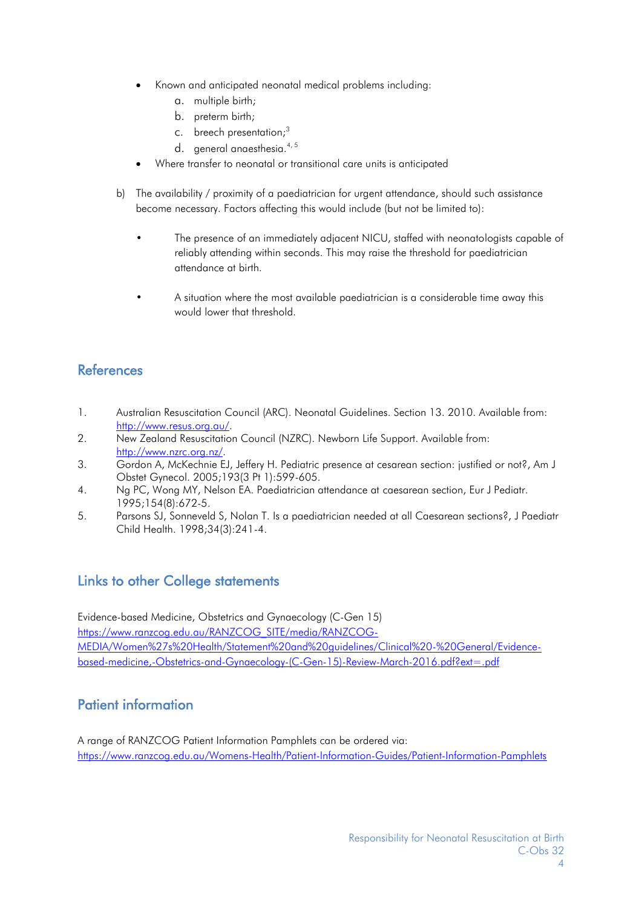- Known and anticipated neonatal medical problems including:
    a. multiple birth;
    b. preterm birth;
    c. breech presentation;[3]
    d. general anaesthesia.[4, 5]
- Where transfer to neonatal or transitional care units is anticipated

b) The availability / proximity of a paediatrician for urgent attendance, should such assistance become necessary. Factors affecting this would include (but not be limited to):

- The presence of an immediately adjacent NICU, staffed with neonatologists capable of reliably attending within seconds. This may raise the threshold for paediatrician attendance at birth.

- A situation where the most available paediatrician is a considerable time away this would lower that threshold.

## References

1. Australian Resuscitation Council (ARC). Neonatal Guidelines. Section 13. 2010. Available from: http://www.resus.org.au/.
2. New Zealand Resuscitation Council (NZRC). Newborn Life Support. Available from: http://www.nzrc.org.nz/.
3. Gordon A, McKechnie EJ, Jeffery H. Pediatric presence at cesarean section: justified or not?, Am J Obstet Gynecol. 2005;193(3 Pt 1):599-605.
4. Ng PC, Wong MY, Nelson EA. Paediatrician attendance at caesarean section, Eur J Pediatr. 1995;154(8):672-5.
5. Parsons SJ, Sonneveld S, Nolan T. Is a paediatrician needed at all Caesarean sections?, J Paediatr Child Health. 1998;34(3):241-4.

## Links to other College statements

Evidence-based Medicine, Obstetrics and Gynaecology (C-Gen 15)
https://www.ranzcog.edu.au/RANZCOG_SITE/media/RANZCOG-MEDIA/Women%27s%20Health/Statement%20and%20guidelines/Clinical%20-%20General/Evidence-based-medicine,-Obstetrics-and-Gynaecology-(C-Gen-15)-Review-March-2016.pdf?ext=.pdf

## Patient information

A range of RANZCOG Patient Information Pamphlets can be ordered via:
https://www.ranzcog.edu.au/Womens-Health/Patient-Information-Guides/Patient-Information-Pamphlets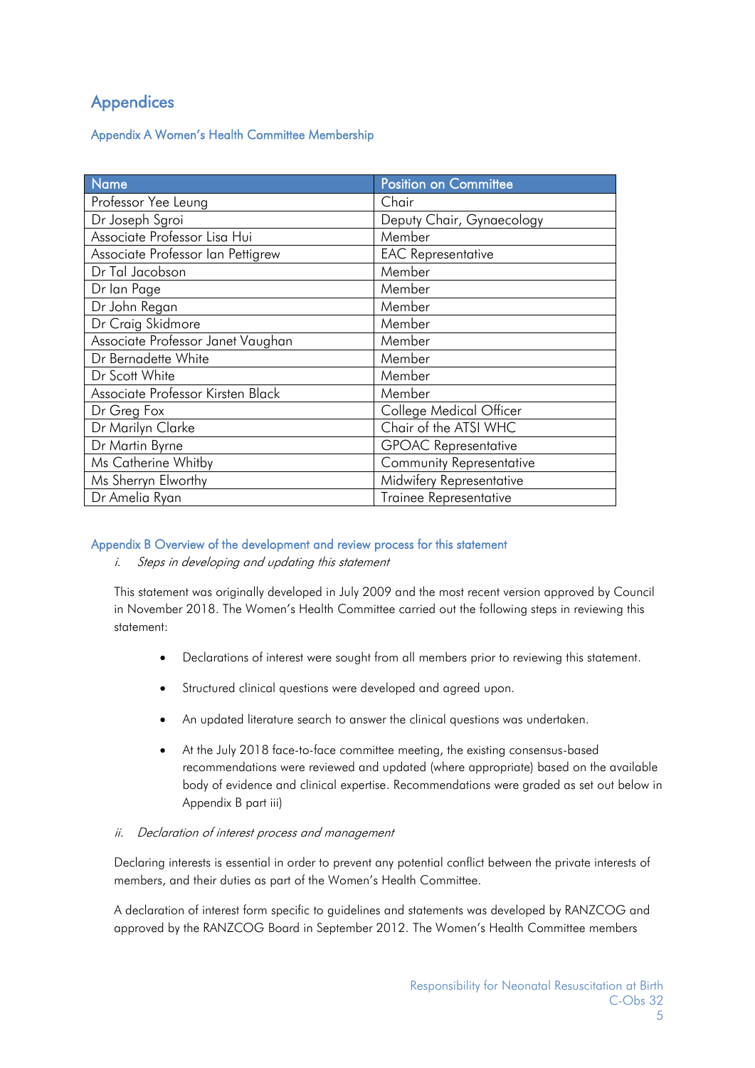# Appendices

## Appendix A Women's Health Committee Membership

| Name | Position on Committee |
|---|---|
| Professor Yee Leung | Chair |
| Dr Joseph Sgroi | Deputy Chair, Gynaecology |
| Associate Professor Lisa Hui | Member |
| Associate Professor Ian Pettigrew | EAC Representative |
| Dr Tal Jacobson | Member |
| Dr Ian Page | Member |
| Dr John Regan | Member |
| Dr Craig Skidmore | Member |
| Associate Professor Janet Vaughan | Member |
| Dr Bernadette White | Member |
| Dr Scott White | Member |
| Associate Professor Kirsten Black | Member |
| Dr Greg Fox | College Medical Officer |
| Dr Marilyn Clarke | Chair of the ATSI WHC |
| Dr Martin Byrne | GPOAC Representative |
| Ms Catherine Whitby | Community Representative |
| Ms Sherryn Elworthy | Midwifery Representative |
| Dr Amelia Ryan | Trainee Representative |

## Appendix B Overview of the development and review process for this statement

*i. Steps in developing and updating this statement*

This statement was originally developed in July 2009 and the most recent version approved by Council in November 2018. The Women's Health Committee carried out the following steps in reviewing this statement:

- Declarations of interest were sought from all members prior to reviewing this statement.
- Structured clinical questions were developed and agreed upon.
- An updated literature search to answer the clinical questions was undertaken.
- At the July 2018 face-to-face committee meeting, the existing consensus-based recommendations were reviewed and updated (where appropriate) based on the available body of evidence and clinical expertise. Recommendations were graded as set out below in Appendix B part iii)

*ii. Declaration of interest process and management*

Declaring interests is essential in order to prevent any potential conflict between the private interests of members, and their duties as part of the Women's Health Committee.

A declaration of interest form specific to guidelines and statements was developed by RANZCOG and approved by the RANZCOG Board in September 2012. The Women's Health Committee members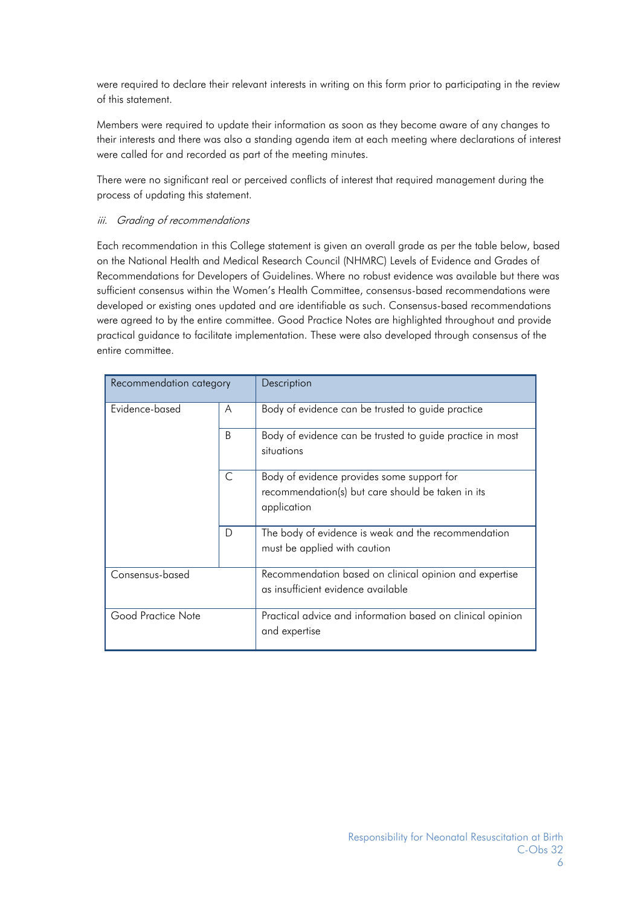were required to declare their relevant interests in writing on this form prior to participating in the review of this statement.

Members were required to update their information as soon as they become aware of any changes to their interests and there was also a standing agenda item at each meeting where declarations of interest were called for and recorded as part of the meeting minutes.

There were no significant real or perceived conflicts of interest that required management during the process of updating this statement.

*iii. Grading of recommendations*

Each recommendation in this College statement is given an overall grade as per the table below, based on the National Health and Medical Research Council (NHMRC) Levels of Evidence and Grades of Recommendations for Developers of Guidelines. Where no robust evidence was available but there was sufficient consensus within the Women's Health Committee, consensus-based recommendations were developed or existing ones updated and are identifiable as such. Consensus-based recommendations were agreed to by the entire committee. Good Practice Notes are highlighted throughout and provide practical guidance to facilitate implementation. These were also developed through consensus of the entire committee.

| Recommendation category | | Description |
|---|---|---|
| Evidence-based | A | Body of evidence can be trusted to guide practice |
| | B | Body of evidence can be trusted to guide practice in most situations |
| | C | Body of evidence provides some support for recommendation(s) but care should be taken in its application |
| | D | The body of evidence is weak and the recommendation must be applied with caution |
| Consensus-based | | Recommendation based on clinical opinion and expertise as insufficient evidence available |
| Good Practice Note | | Practical advice and information based on clinical opinion and expertise |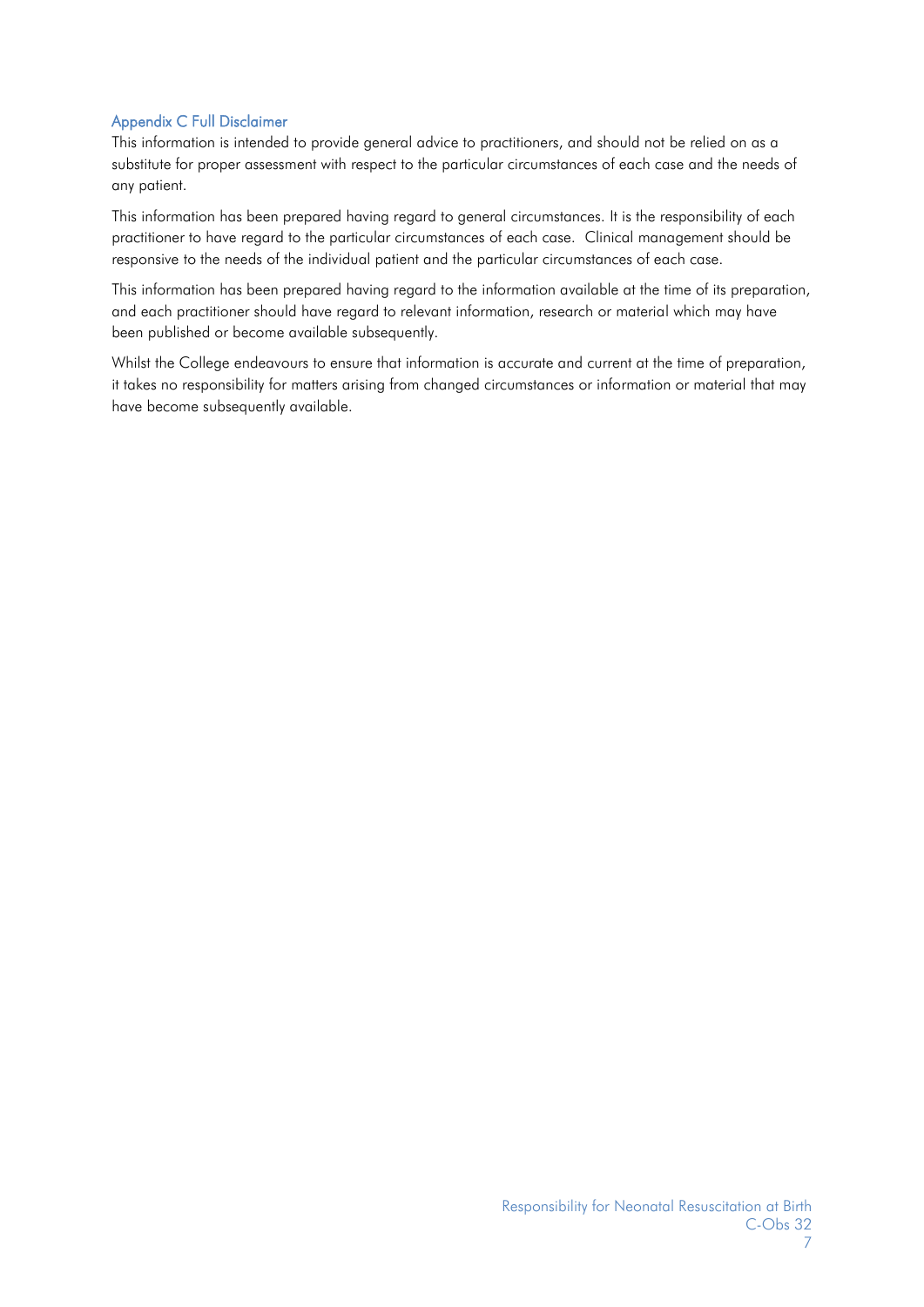## Appendix C Full Disclaimer

This information is intended to provide general advice to practitioners, and should not be relied on as a substitute for proper assessment with respect to the particular circumstances of each case and the needs of any patient.

This information has been prepared having regard to general circumstances. It is the responsibility of each practitioner to have regard to the particular circumstances of each case. Clinical management should be responsive to the needs of the individual patient and the particular circumstances of each case.

This information has been prepared having regard to the information available at the time of its preparation, and each practitioner should have regard to relevant information, research or material which may have been published or become available subsequently.

Whilst the College endeavours to ensure that information is accurate and current at the time of preparation, it takes no responsibility for matters arising from changed circumstances or information or material that may have become subsequently available.